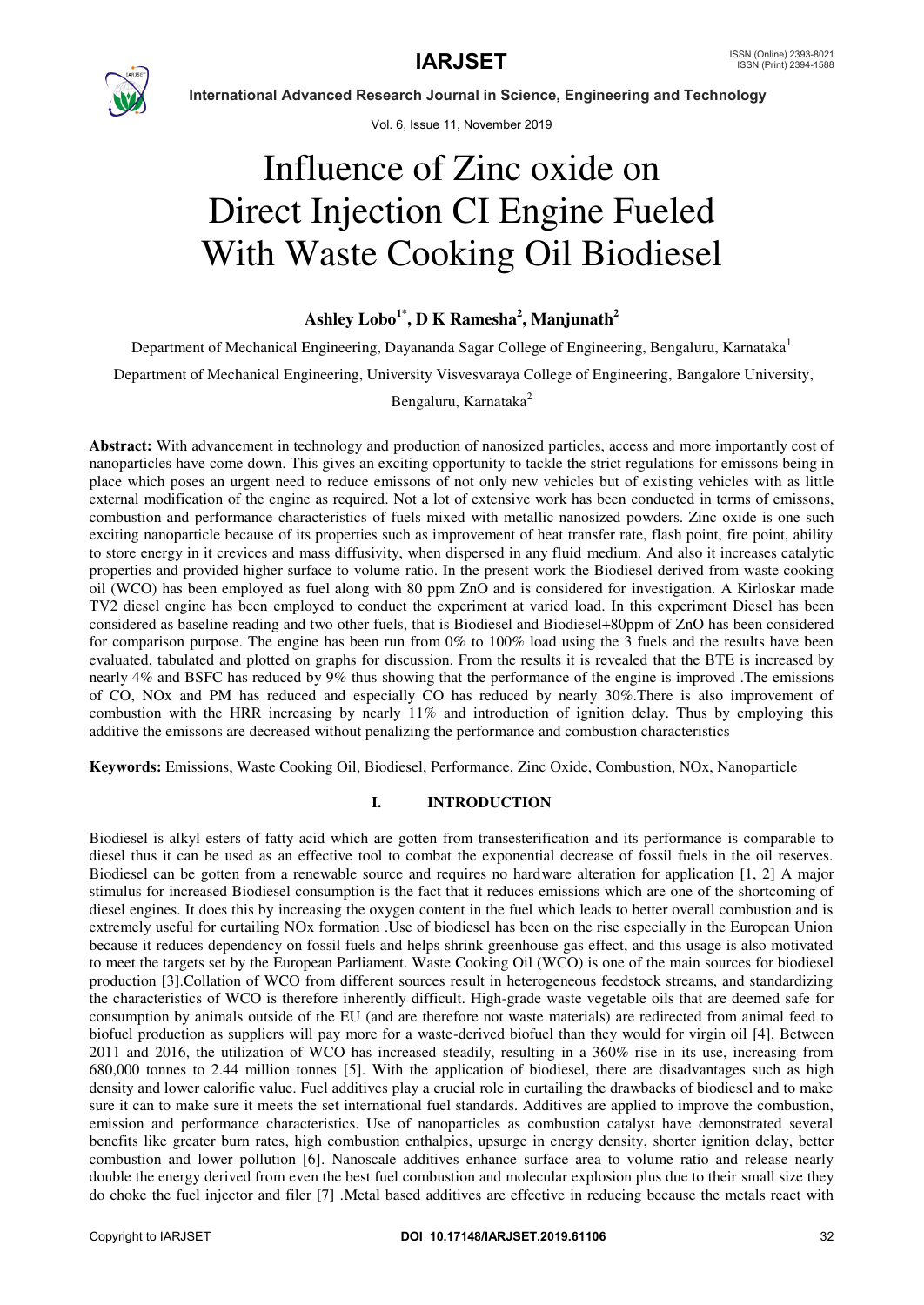# Influence of Zinc oxide on Direct Injection CI Engine Fueled With Waste Cooking Oil Biodiesel

**Ashley Lobo[1*], D K Ramesha[2], Manjunath[2]**

Department of Mechanical Engineering, Dayananda Sagar College of Engineering, Bengaluru, Karnataka[1]

Department of Mechanical Engineering, University Visvesvaraya College of Engineering, Bangalore University, Bengaluru, Karnataka[2]

**Abstract:** With advancement in technology and production of nanosized particles, access and more importantly cost of nanoparticles have come down. This gives an exciting opportunity to tackle the strict regulations for emissons being in place which poses an urgent need to reduce emissons of not only new vehicles but of existing vehicles with as little external modification of the engine as required. Not a lot of extensive work has been conducted in terms of emissons, combustion and performance characteristics of fuels mixed with metallic nanosized powders. Zinc oxide is one such exciting nanoparticle because of its properties such as improvement of heat transfer rate, flash point, fire point, ability to store energy in it crevices and mass diffusivity, when dispersed in any fluid medium. And also it increases catalytic properties and provided higher surface to volume ratio. In the present work the Biodiesel derived from waste cooking oil (WCO) has been employed as fuel along with 80 ppm ZnO and is considered for investigation. A Kirloskar made TV2 diesel engine has been employed to conduct the experiment at varied load. In this experiment Diesel has been considered as baseline reading and two other fuels, that is Biodiesel and Biodiesel+80ppm of ZnO has been considered for comparison purpose. The engine has been run from 0% to 100% load using the 3 fuels and the results have been evaluated, tabulated and plotted on graphs for discussion. From the results it is revealed that the BTE is increased by nearly 4% and BSFC has reduced by 9% thus showing that the performance of the engine is improved .The emissions of CO, NOx and PM has reduced and especially CO has reduced by nearly 30%.There is also improvement of combustion with the HRR increasing by nearly 11% and introduction of ignition delay. Thus by employing this additive the emissons are decreased without penalizing the performance and combustion characteristics

**Keywords:** Emissions, Waste Cooking Oil, Biodiesel, Performance, Zinc Oxide, Combustion, NOx, Nanoparticle

## I. INTRODUCTION

Biodiesel is alkyl esters of fatty acid which are gotten from transesterification and its performance is comparable to diesel thus it can be used as an effective tool to combat the exponential decrease of fossil fuels in the oil reserves. Biodiesel can be gotten from a renewable source and requires no hardware alteration for application [1, 2] A major stimulus for increased Biodiesel consumption is the fact that it reduces emissions which are one of the shortcoming of diesel engines. It does this by increasing the oxygen content in the fuel which leads to better overall combustion and is extremely useful for curtailing NOx formation .Use of biodiesel has been on the rise especially in the European Union because it reduces dependency on fossil fuels and helps shrink greenhouse gas effect, and this usage is also motivated to meet the targets set by the European Parliament. Waste Cooking Oil (WCO) is one of the main sources for biodiesel production [3].Collation of WCO from different sources result in heterogeneous feedstock streams, and standardizing the characteristics of WCO is therefore inherently difficult. High-grade waste vegetable oils that are deemed safe for consumption by animals outside of the EU (and are therefore not waste materials) are redirected from animal feed to biofuel production as suppliers will pay more for a waste-derived biofuel than they would for virgin oil [4]. Between 2011 and 2016, the utilization of WCO has increased steadily, resulting in a 360% rise in its use, increasing from 680,000 tonnes to 2.44 million tonnes [5]. With the application of biodiesel, there are disadvantages such as high density and lower calorific value. Fuel additives play a crucial role in curtailing the drawbacks of biodiesel and to make sure it can to make sure it meets the set international fuel standards. Additives are applied to improve the combustion, emission and performance characteristics. Use of nanoparticles as combustion catalyst have demonstrated several benefits like greater burn rates, high combustion enthalpies, upsurge in energy density, shorter ignition delay, better combustion and lower pollution [6]. Nanoscale additives enhance surface area to volume ratio and release nearly double the energy derived from even the best fuel combustion and molecular explosion plus due to their small size they do choke the fuel injector and filer [7] .Metal based additives are effective in reducing because the metals react with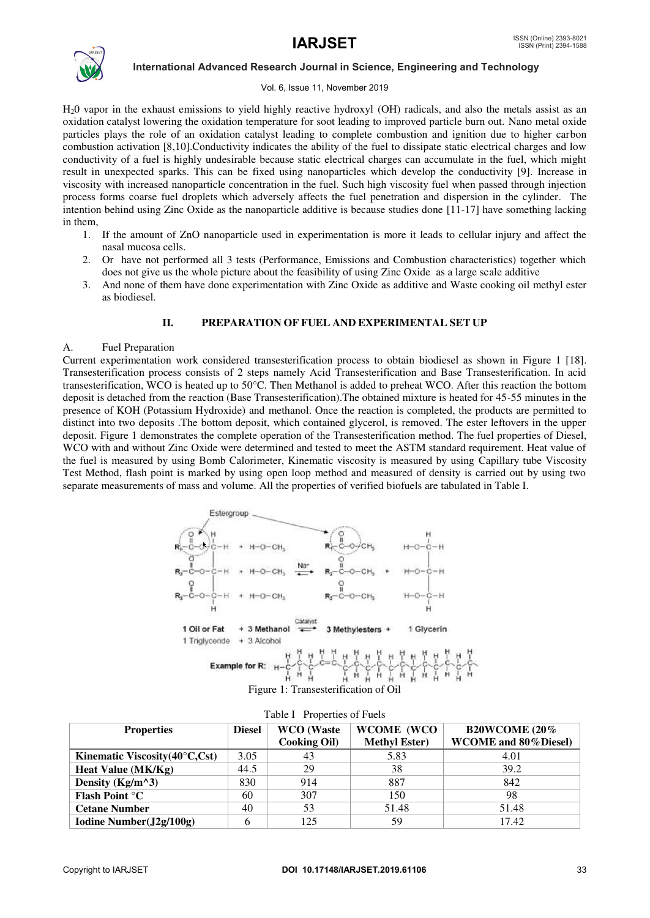$H_2O$ vapor in the exhaust emissions to yield highly reactive hydroxyl (OH) radicals, and also the metals assist as an oxidation catalyst lowering the oxidation temperature for soot leading to improved particle burn out. Nano metal oxide particles plays the role of an oxidation catalyst leading to complete combustion and ignition due to higher carbon combustion activation [8,10].Conductivity indicates the ability of the fuel to dissipate static electrical charges and low conductivity of a fuel is highly undesirable because static electrical charges can accumulate in the fuel, which might result in unexpected sparks. This can be fixed using nanoparticles which develop the conductivity [9]. Increase in viscosity with increased nanoparticle concentration in the fuel. Such high viscosity fuel when passed through injection process forms coarse fuel droplets which adversely affects the fuel penetration and dispersion in the cylinder. The intention behind using Zinc Oxide as the nanoparticle additive is because studies done [11-17] have something lacking in them,

1. If the amount of ZnO nanoparticle used in experimentation is more it leads to cellular injury and affect the nasal mucosa cells.
2. Or have not performed all 3 tests (Performance, Emissions and Combustion characteristics) together which does not give us the whole picture about the feasibility of using Zinc Oxide as a large scale additive
3. And none of them have done experimentation with Zinc Oxide as additive and Waste cooking oil methyl ester as biodiesel.

## II. PREPARATION OF FUEL AND EXPERIMENTAL SET UP

### A. Fuel Preparation

Current experimentation work considered transesterification process to obtain biodiesel as shown in Figure 1 [18]. Transesterification process consists of 2 steps namely Acid Transesterification and Base Transesterification. In acid transesterification, WCO is heated up to 50°C. Then Methanol is added to preheat WCO. After this reaction the bottom deposit is detached from the reaction (Base Transesterification).The obtained mixture is heated for 45-55 minutes in the presence of KOH (Potassium Hydroxide) and methanol. Once the reaction is completed, the products are permitted to distinct into two deposits .The bottom deposit, which contained glycerol, is removed. The ester leftovers in the upper deposit. Figure 1 demonstrates the complete operation of the Transesterification method. The fuel properties of Diesel, WCO with and without Zinc Oxide were determined and tested to meet the ASTM standard requirement. Heat value of the fuel is measured by using Bomb Calorimeter, Kinematic viscosity is measured by using Capillary tube Viscosity Test Method, flash point is marked by using open loop method and measured of density is carried out by using two separate measurements of mass and volume. All the properties of verified biofuels are tabulated in Table I.

Figure 1: Transesterification of Oil

Table I Properties of Fuels

| Properties | Diesel | WCO (Waste Cooking Oil) | WCOME (WCO Methyl Ester) | B20WCOME (20% WCOME and 80%Diesel) |
|---|---|---|---|---|
| Kinematic Viscosity(40°C,Cst) | 3.05 | 43 | 5.83 | 4.01 |
| Heat Value (MK/Kg) | 44.5 | 29 | 38 | 39.2 |
| Density (Kg/m^3) | 830 | 914 | 887 | 842 |
| Flash Point °C | 60 | 307 | 150 | 98 |
| Cetane Number | 40 | 53 | 51.48 | 51.48 |
| Iodine Number(J2g/100g) | 6 | 125 | 59 | 17.42 |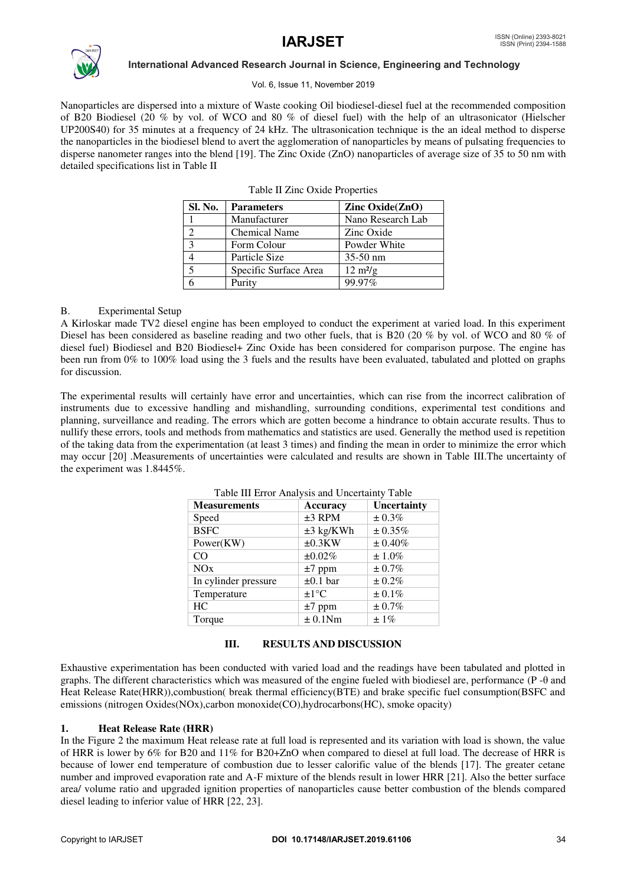Nanoparticles are dispersed into a mixture of Waste cooking Oil biodiesel-diesel fuel at the recommended composition of B20 Biodiesel (20 % by vol. of WCO and 80 % of diesel fuel) with the help of an ultrasonicator (Hielscher UP200S40) for 35 minutes at a frequency of 24 kHz. The ultrasonication technique is the an ideal method to disperse the nanoparticles in the biodiesel blend to avert the agglomeration of nanoparticles by means of pulsating frequencies to disperse nanometer ranges into the blend [19]. The Zinc Oxide (ZnO) nanoparticles of average size of 35 to 50 nm with detailed specifications list in Table II

Table II Zinc Oxide Properties

| Sl. No. | Parameters | Zinc Oxide(ZnO) |
|---|---|---|
| 1 | Manufacturer | Nano Research Lab |
| 2 | Chemical Name | Zinc Oxide |
| 3 | Form Colour | Powder White |
| 4 | Particle Size | 35-50 nm |
| 5 | Specific Surface Area | 12 $m^2/g$ |
| 6 | Purity | 99.97% |

B. Experimental Setup

A Kirloskar made TV2 diesel engine has been employed to conduct the experiment at varied load. In this experiment Diesel has been considered as baseline reading and two other fuels, that is B20 (20 % by vol. of WCO and 80 % of diesel fuel) Biodiesel and B20 Biodiesel+ Zinc Oxide has been considered for comparison purpose. The engine has been run from 0% to 100% load using the 3 fuels and the results have been evaluated, tabulated and plotted on graphs for discussion.

The experimental results will certainly have error and uncertainties, which can rise from the incorrect calibration of instruments due to excessive handling and mishandling, surrounding conditions, experimental test conditions and planning, surveillance and reading. The errors which are gotten become a hindrance to obtain accurate results. Thus to nullify these errors, tools and methods from mathematics and statistics are used. Generally the method used is repetition of the taking data from the experimentation (at least 3 times) and finding the mean in order to minimize the error which may occur [20] .Measurements of uncertainties were calculated and results are shown in Table III.The uncertainty of the experiment was 1.8445%.

Table III Error Analysis and Uncertainty Table

| Measurements | Accuracy | Uncertainty |
|---|---|---|
| Speed | ±3 RPM | ± 0.3% |
| BSFC | ±3 kg/KWh | ± 0.35% |
| Power(KW) | ±0.3KW | ± 0.40% |
| CO | ±0.02% | ± 1.0% |
| NOx | ±7 ppm | ± 0.7% |
| In cylinder pressure | ±0.1 bar | ± 0.2% |
| Temperature | ±1°C | ± 0.1% |
| HC | ±7 ppm | ± 0.7% |
| Torque | ± 0.1Nm | ± 1% |

## III. RESULTS AND DISCUSSION

Exhaustive experimentation has been conducted with varied load and the readings have been tabulated and plotted in graphs. The different characteristics which was measured of the engine fueled with biodiesel are, performance (P -θ and Heat Release Rate(HRR)),combustion( break thermal efficiency(BTE) and brake specific fuel consumption(BSFC and emissions (nitrogen Oxides(NOx),carbon monoxide(CO),hydrocarbons(HC), smoke opacity)

### 1. Heat Release Rate (HRR)

In the Figure 2 the maximum Heat release rate at full load is represented and its variation with load is shown, the value of HRR is lower by 6% for B20 and 11% for B20+ZnO when compared to diesel at full load. The decrease of HRR is because of lower end temperature of combustion due to lesser calorific value of the blends [17]. The greater cetane number and improved evaporation rate and A-F mixture of the blends result in lower HRR [21]. Also the better surface area/ volume ratio and upgraded ignition properties of nanoparticles cause better combustion of the blends compared diesel leading to inferior value of HRR [22, 23].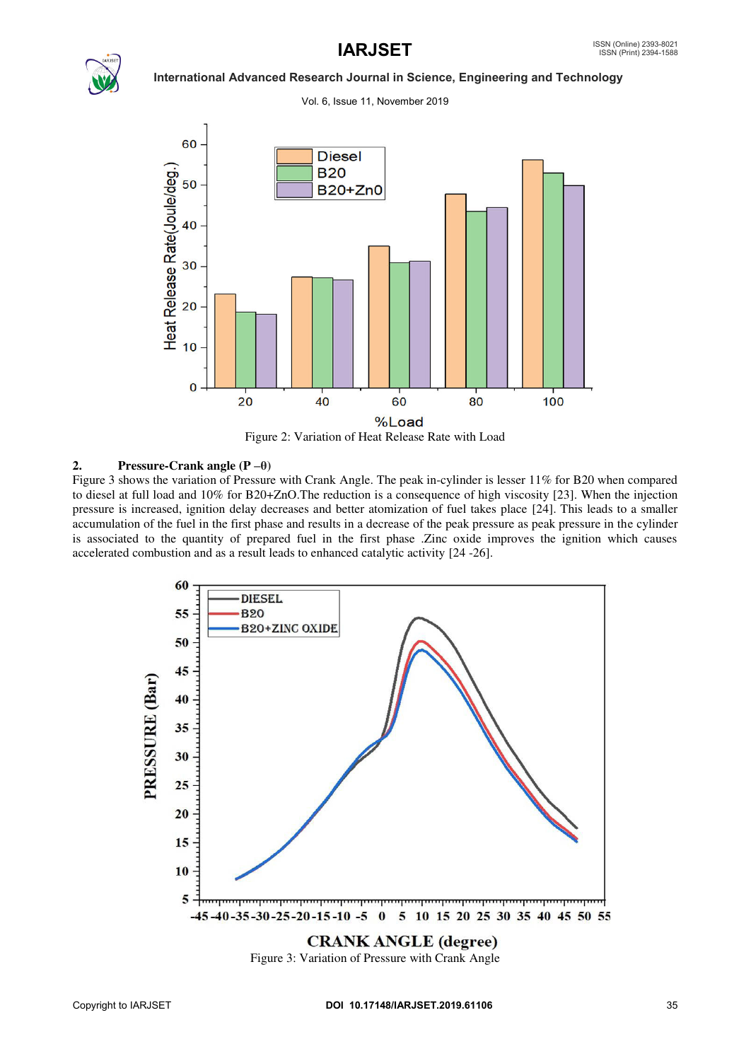Figure 2: Variation of Heat Release Rate with Load

**2. Pressure-Crank angle (P –θ)**

Figure 3 shows the variation of Pressure with Crank Angle. The peak in-cylinder is lesser 11% for B20 when compared to diesel at full load and 10% for B20+ZnO.The reduction is a consequence of high viscosity [23]. When the injection pressure is increased, ignition delay decreases and better atomization of fuel takes place [24]. This leads to a smaller accumulation of the fuel in the first phase and results in a decrease of the peak pressure as peak pressure in the cylinder is associated to the quantity of prepared fuel in the first phase .Zinc oxide improves the ignition which causes accelerated combustion and as a result leads to enhanced catalytic activity [24 -26].

Figure 3: Variation of Pressure with Crank Angle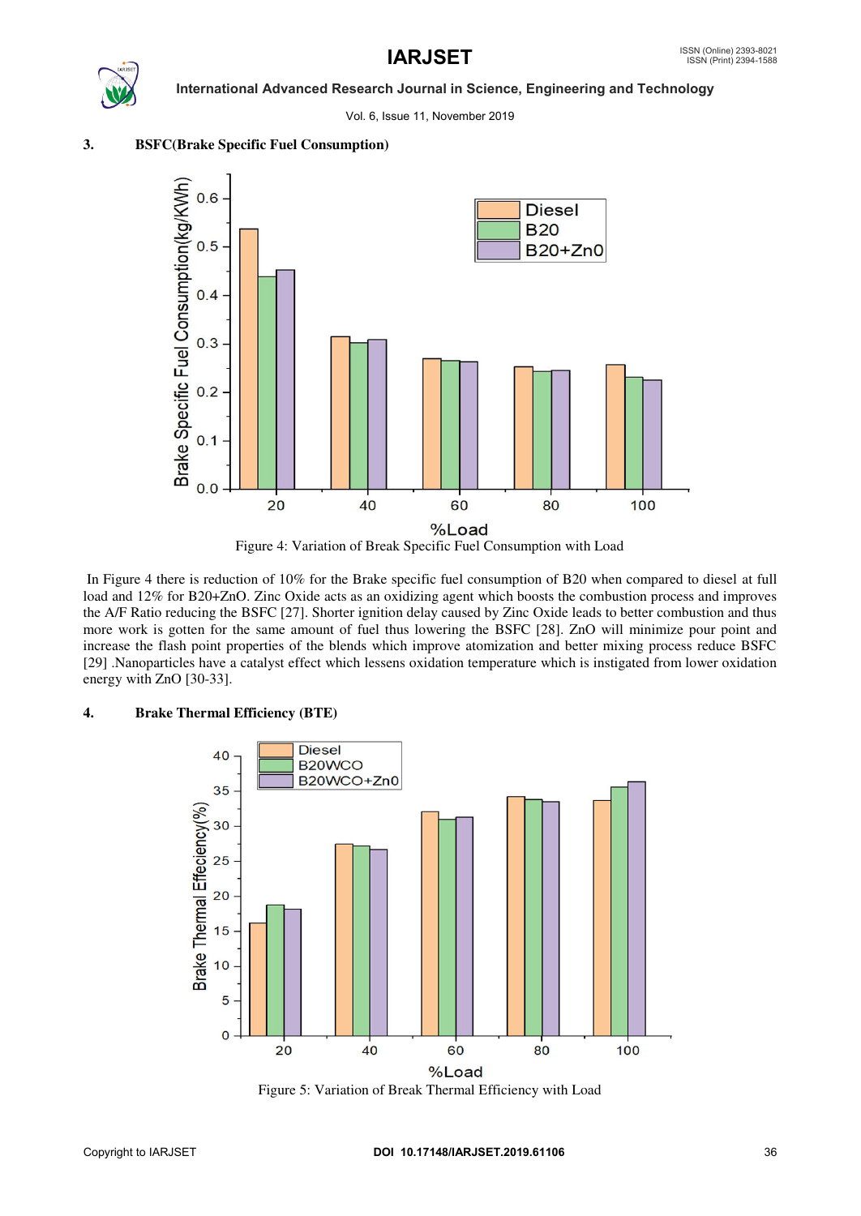### 3. BSFC(Brake Specific Fuel Consumption)

Figure 4: Variation of Break Specific Fuel Consumption with Load

In Figure 4 there is reduction of 10% for the Brake specific fuel consumption of B20 when compared to diesel at full load and 12% for B20+ZnO. Zinc Oxide acts as an oxidizing agent which boosts the combustion process and improves the A/F Ratio reducing the BSFC [27]. Shorter ignition delay caused by Zinc Oxide leads to better combustion and thus more work is gotten for the same amount of fuel thus lowering the BSFC [28]. ZnO will minimize pour point and increase the flash point properties of the blends which improve atomization and better mixing process reduce BSFC [29] .Nanoparticles have a catalyst effect which lessens oxidation temperature which is instigated from lower oxidation energy with ZnO [30-33].

### 4. Brake Thermal Efficiency (BTE)

Figure 5: Variation of Break Thermal Efficiency with Load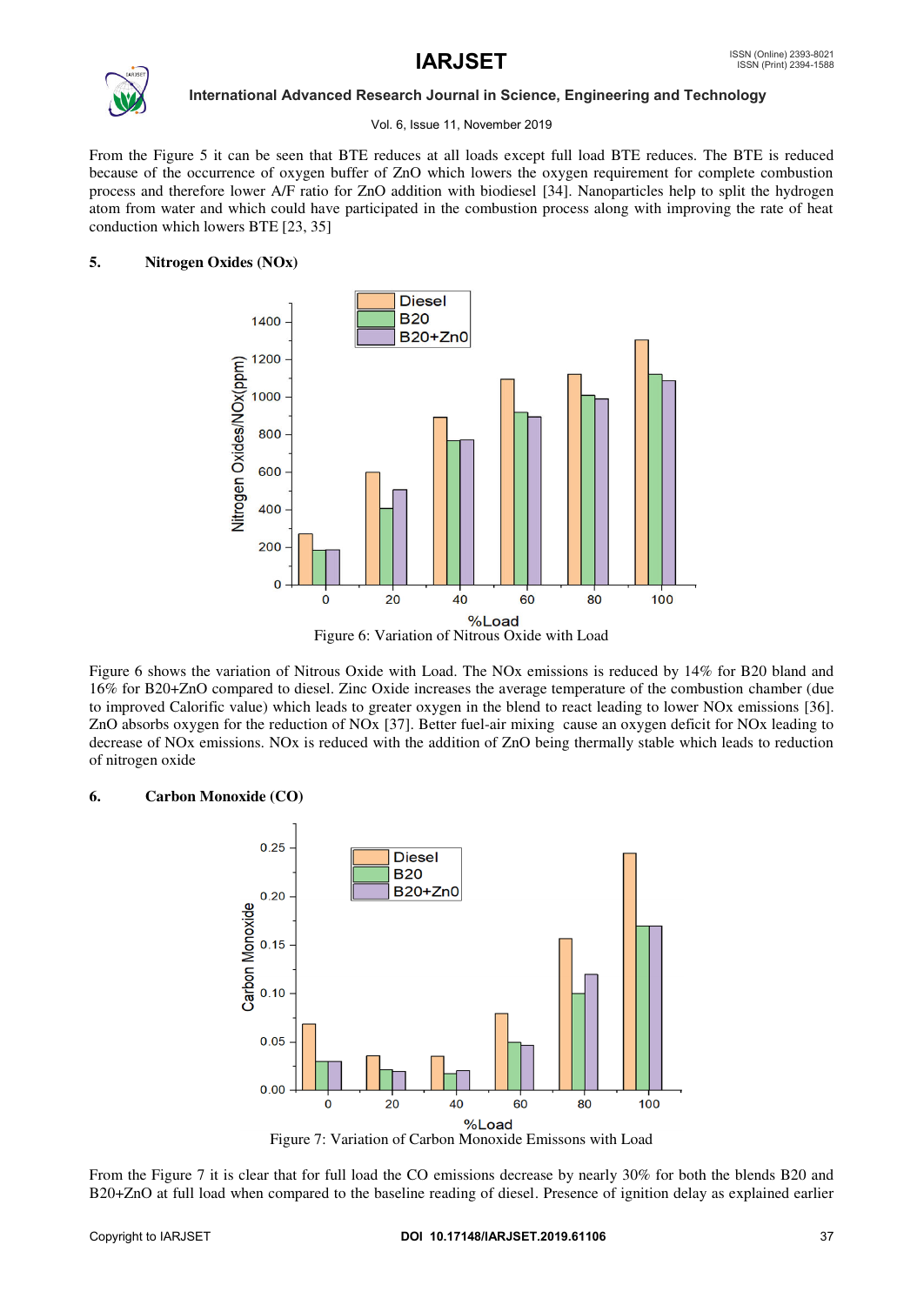From the Figure 5 it can be seen that BTE reduces at all loads except full load BTE reduces. The BTE is reduced because of the occurrence of oxygen buffer of ZnO which lowers the oxygen requirement for complete combustion process and therefore lower A/F ratio for ZnO addition with biodiesel [34]. Nanoparticles help to split the hydrogen atom from water and which could have participated in the combustion process along with improving the rate of heat conduction which lowers BTE [23, 35]

## 5. Nitrogen Oxides (NOx)

Figure 6: Variation of Nitrous Oxide with Load

Figure 6 shows the variation of Nitrous Oxide with Load. The NOx emissions is reduced by 14% for B20 bland and 16% for B20+ZnO compared to diesel. Zinc Oxide increases the average temperature of the combustion chamber (due to improved Calorific value) which leads to greater oxygen in the blend to react leading to lower NOx emissions [36]. ZnO absorbs oxygen for the reduction of NOx [37]. Better fuel-air mixing cause an oxygen deficit for NOx leading to decrease of NOx emissions. NOx is reduced with the addition of ZnO being thermally stable which leads to reduction of nitrogen oxide

## 6. Carbon Monoxide (CO)

Figure 7: Variation of Carbon Monoxide Emissons with Load

From the Figure 7 it is clear that for full load the CO emissions decrease by nearly 30% for both the blends B20 and B20+ZnO at full load when compared to the baseline reading of diesel. Presence of ignition delay as explained earlier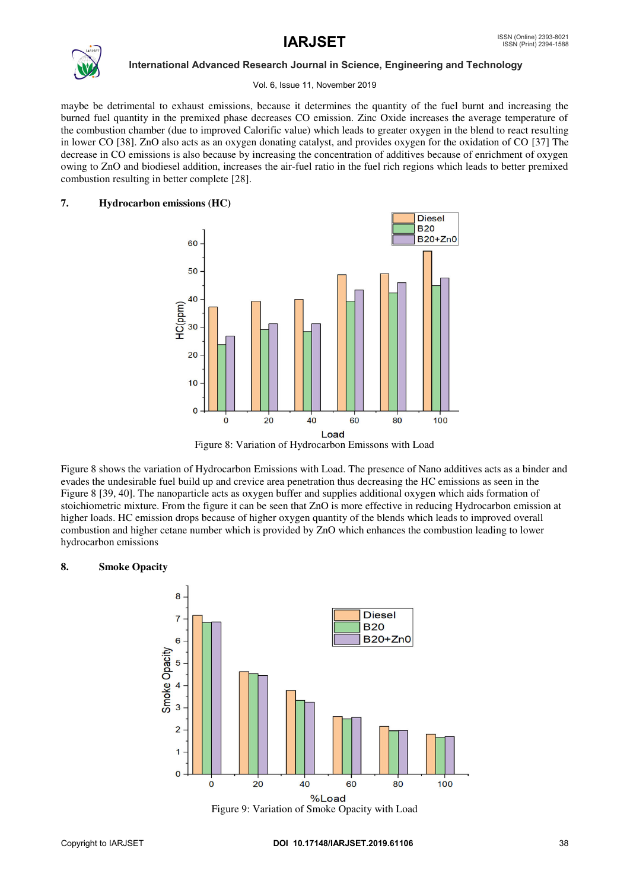maybe be detrimental to exhaust emissions, because it determines the quantity of the fuel burnt and increasing the burned fuel quantity in the premixed phase decreases CO emission. Zinc Oxide increases the average temperature of the combustion chamber (due to improved Calorific value) which leads to greater oxygen in the blend to react resulting in lower CO [38]. ZnO also acts as an oxygen donating catalyst, and provides oxygen for the oxidation of CO [37] The decrease in CO emissions is also because by increasing the concentration of additives because of enrichment of oxygen owing to ZnO and biodiesel addition, increases the air-fuel ratio in the fuel rich regions which leads to better premixed combustion resulting in better complete [28].

## 7. Hydrocarbon emissions (HC)

Figure 8: Variation of Hydrocarbon Emissons with Load

Figure 8 shows the variation of Hydrocarbon Emissions with Load. The presence of Nano additives acts as a binder and evades the undesirable fuel build up and crevice area penetration thus decreasing the HC emissions as seen in the Figure 8 [39, 40]. The nanoparticle acts as oxygen buffer and supplies additional oxygen which aids formation of stoichiometric mixture. From the figure it can be seen that ZnO is more effective in reducing Hydrocarbon emission at higher loads. HC emission drops because of higher oxygen quantity of the blends which leads to improved overall combustion and higher cetane number which is provided by ZnO which enhances the combustion leading to lower hydrocarbon emissions

## 8. Smoke Opacity

Figure 9: Variation of Smoke Opacity with Load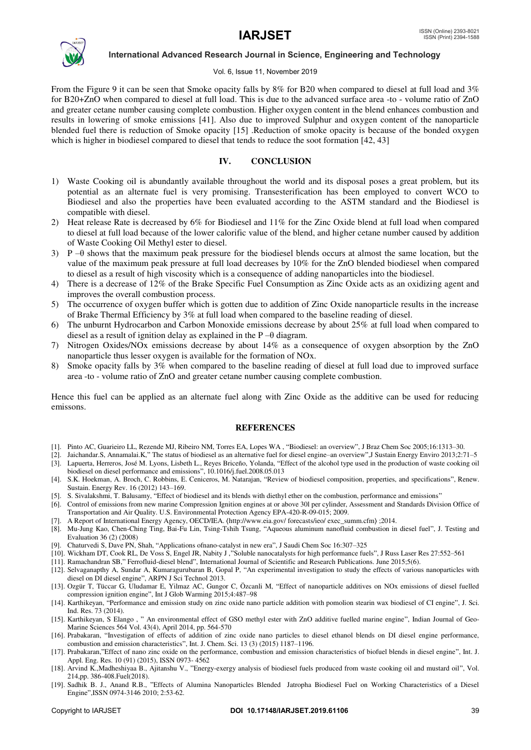From the Figure 9 it can be seen that Smoke opacity falls by 8% for B20 when compared to diesel at full load and 3% for B20+ZnO when compared to diesel at full load. This is due to the advanced surface area -to - volume ratio of ZnO and greater cetane number causing complete combustion. Higher oxygen content in the blend enhances combustion and results in lowering of smoke emissions [41]. Also due to improved Sulphur and oxygen content of the nanoparticle blended fuel there is reduction of Smoke opacity [15] .Reduction of smoke opacity is because of the bonded oxygen which is higher in biodiesel compared to diesel that tends to reduce the soot formation [42, 43]

## IV. CONCLUSION

1) Waste Cooking oil is abundantly available throughout the world and its disposal poses a great problem, but its potential as an alternate fuel is very promising. Transesterification has been employed to convert WCO to Biodiesel and also the properties have been evaluated according to the ASTM standard and the Biodiesel is compatible with diesel.
2) Heat release Rate is decreased by 6% for Biodiesel and 11% for the Zinc Oxide blend at full load when compared to diesel at full load because of the lower calorific value of the blend, and higher cetane number caused by addition of Waste Cooking Oil Methyl ester to diesel.
3) P –θ shows that the maximum peak pressure for the biodiesel blends occurs at almost the same location, but the value of the maximum peak pressure at full load decreases by 10% for the ZnO blended biodiesel when compared to diesel as a result of high viscosity which is a consequence of adding nanoparticles into the biodiesel.
4) There is a decrease of 12% of the Brake Specific Fuel Consumption as Zinc Oxide acts as an oxidizing agent and improves the overall combustion process.
5) The occurrence of oxygen buffer which is gotten due to addition of Zinc Oxide nanoparticle results in the increase of Brake Thermal Efficiency by 3% at full load when compared to the baseline reading of diesel.
6) The unburnt Hydrocarbon and Carbon Monoxide emissions decrease by about 25% at full load when compared to diesel as a result of ignition delay as explained in the P –θ diagram.
7) Nitrogen Oxides/NOx emissions decrease by about 14% as a consequence of oxygen absorption by the ZnO nanoparticle thus lesser oxygen is available for the formation of NOx.
8) Smoke opacity falls by 3% when compared to the baseline reading of diesel at full load due to improved surface area -to - volume ratio of ZnO and greater cetane number causing complete combustion.

Hence this fuel can be applied as an alternate fuel along with Zinc Oxide as the additive can be used for reducing emissons.

## REFERENCES

[1]. Pinto AC, Guarieiro LL, Rezende MJ, Ribeiro NM, Torres EA, Lopes WA , "Biodiesel: an overview", J Braz Chem Soc 2005;16:1313–30.
[2]. Jaichandar.S, Annamalai.K," The status of biodiesel as an alternative fuel for diesel engine–an overview",J Sustain Energy Enviro 2013;2:71–5
[3]. Lapuerta, Herreros, José M. Lyons, Lisbeth L., Reyes Briceño, Yolanda, "Effect of the alcohol type used in the production of waste cooking oil biodiesel on diesel performance and emissions", 10.1016/j.fuel.2008.05.013
[4]. S.K. Hoekman, A. Broch, C. Robbins, E. Ceniceros, M. Natarajan, "Review of biodiesel composition, properties, and specifications", Renew. Sustain. Energy Rev. 16 (2012) 143–169.
[5]. S. Sivalakshmi, T. Balusamy, "Effect of biodiesel and its blends with diethyl ether on the combustion, performance and emissions"
[6]. Control of emissions from new marine Compression Ignition engines at or above 30l per cylinder, Assessment and Standards Division Office of Transportation and Air Quality. U.S. Environmental Protection Agency EPA-420-R-09-015; 2009.
[7]. A Report of International Energy Agency, OECD/IEA. ⟨http://www.eia.gov/ forecasts/ieo/ exec_summ.cfm⟩ ;2014.
[8]. Mu-Jung Kao, Chen-Ching Ting, Bai-Fu Lin, Tsing-Tshih Tsung, "Aqueous aluminum nanofluid combustion in diesel fuel", J. Testing and Evaluation 36 (2) (2008)
[9]. Chaturvedi S, Dave PN, Shah, "Applications ofnano-catalyst in new era", J Saudi Chem Soc 16:307–325
[10]. Wickham DT, Cook RL, De Voss S, Engel JR, Nabity J ,"Soluble nanocatalysts for high performance fuels", J Russ Laser Res 27:552–561
[11]. Ramachandran SB," Ferrofluid-diesel blend", International Journal of Scientific and Research Publications. June 2015;5(6).
[12]. Selvaganapthy A, Sundar A, Kumaragurubaran B, Gopal P, "An experimental investigation to study the effects of various nanoparticles with diesel on DI diesel engine", ARPN J Sci Technol 2013.
[13]. Ozgür T, Tüccar G, Uludamar E, Yilmaz AC, Gungor C, Özcanli M, "Effect of nanoparticle additives on NOx emissions of diesel fuelled compression ignition engine", Int J Glob Warming 2015;4:487–98
[14]. Karthikeyan, "Performance and emission study on zinc oxide nano particle addition with pomolion stearin wax biodiesel of CI engine", J. Sci. Ind. Res. 73 (2014).
[15]. Karthikeyan, S Elango , " An environmental effect of GSO methyl ester with ZnO additive fuelled marine engine", Indian Journal of Geo-Marine Sciences 564 Vol. 43(4), April 2014, pp. 564-570
[16]. Prabakaran, "Investigation of effects of addition of zinc oxide nano particles to diesel ethanol blends on DI diesel engine performance, combustion and emission characteristics", Int. J. Chem. Sci. 13 (3) (2015) 1187–1196.
[17]. Prabakaran,"Effect of nano zinc oxide on the performance, combustion and emission characteristics of biofuel blends in diesel engine", Int. J. Appl. Eng. Res. 10 (91) (2015), ISSN 0973- 4562
[18]. Arvind K.,Madheshiyaa B., Ajitanshu V., "Energy-exergy analysis of biodiesel fuels produced from waste cooking oil and mustard oil", Vol. 214,pp. 386-408.Fuel(2018).
[19]. Sadhik B. J., Anand R.B., "Effects of Alumina Nanoparticles Blended Jatropha Biodiesel Fuel on Working Characteristics of a Diesel Engine",ISSN 0974-3146 2010; 2:53-62.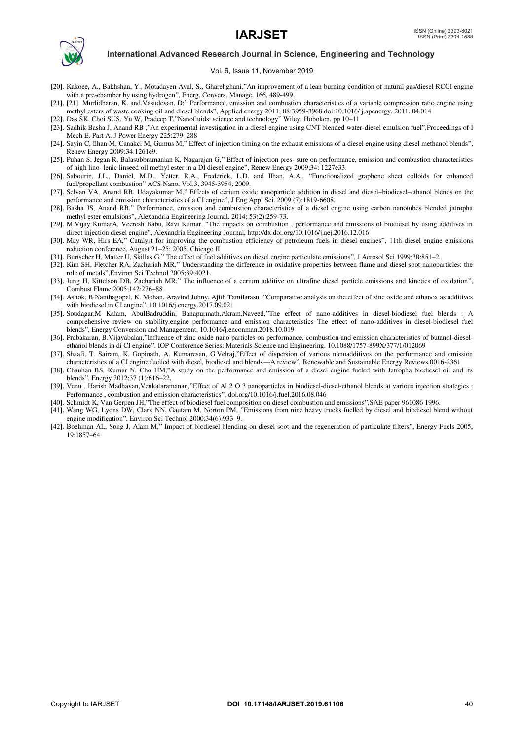[20]. Kakoee, A., Bakhshan, Y., Motadayen Aval, S., Gharehghani,"An improvement of a lean burning condition of natural gas/diesel RCCI engine with a pre-chamber by using hydrogen", Energ. Convers. Manage. 166, 489-499.

[21]. [21] Murlidharan, K. and.Vasudevan, D;" Performance, emission and combustion characteristics of a variable compression ratio engine using methyl esters of waste cooking oil and diesel blends", Applied energy 2011; 88:3959-3968.doi:10.1016/ j.apenergy. 2011. 04.014

[22]. Das SK, Choi SUS, Yu W, Pradeep T,"Nanofluids: science and technology" Wiley, Hoboken, pp 10–11

[23]. Sadhik Basha J, Anand RB ,"An experimental investigation in a diesel engine using CNT blended water-diesel emulsion fuel",Proceedings of I Mech E. Part A. J Power Energy 225:279–288

[24]. Sayin C, Ilhan M, Canakci M, Gumus M," Effect of injection timing on the exhaust emissions of a diesel engine using diesel methanol blends", Renew Energy 2009;34:1261e9.

[25]. Puhan S, Jegan R, Balasubbramanian K, Nagarajan G," Effect of injection pres- sure on performance, emission and combustion characteristics of high lino- lenic linseed oil methyl ester in a DI diesel engine", Renew Energy 2009;34: 1227e33.

[26]. Sabourin, J.L., Daniel, M.D., Yetter, R.A., Frederick, L.D. and Ilhan, A.A., "Functionalized graphene sheet colloids for enhanced fuel/propellant combustion" ACS Nano, Vol.3, 3945-3954, 2009.

[27]. Selvan VA, Anand RB, Udayakumar M," Effects of cerium oxide nanoparticle addition in diesel and diesel–biodiesel–ethanol blends on the performance and emission characteristics of a CI engine", J Eng Appl Sci. 2009 (7):1819-6608.

[28]. Basha JS, Anand RB," Performance, emission and combustion characteristics of a diesel engine using carbon nanotubes blended jatropha methyl ester emulsions", Alexandria Engineering Journal. 2014; 53(2):259-73.

[29]. M.Vijay KumarA, Veeresh Babu, Ravi Kumar, "The impacts on combustion , performance and emissions of biodiesel by using additives in direct injection diesel engine", Alexandria Engineering Journal, http://dx.doi.org/10.1016/j.aej.2016.12.016

[30]. May WR, Hirs EA," Catalyst for improving the combustion efficiency of petroleum fuels in diesel engines", 11th diesel engine emissions reduction conference, August 21–25; 2005. Chicago II

[31]. Burtscher H, Matter U, Skillas G," The effect of fuel additives on diesel engine particulate emissions", J Aerosol Sci 1999;30:851–2.

[32]. Kim SH, Fletcher RA, Zachariah MR," Understanding the difference in oxidative properties between flame and diesel soot nanoparticles: the role of metals",Environ Sci Technol 2005;39:4021.

[33]. Jung H, Kittelson DB, Zachariah MR," The influence of a cerium additive on ultrafine diesel particle emissions and kinetics of oxidation", Combust Flame 2005;142:276–88

[34]. Ashok, B.Nanthagopal, K. Mohan, Aravind Johny, Ajith Tamilarasu ,"Comparative analysis on the effect of zinc oxide and ethanox as additives with biodiesel in CI engine", 10.1016/j.energy.2017.09.021

[35]. Soudagar,M Kalam, AbulBadruddin, Banapurmath,Akram,Naveed,"The effect of nano-additives in diesel-biodiesel fuel blends : A comprehensive review on stability,engine performance and emission characteristics The effect of nano-additives in diesel-biodiesel fuel blends", Energy Conversion and Management, 10.1016/j.enconman.2018.10.019

[36]. Prabakaran, B.Vijayabalan,"Influence of zinc oxide nano particles on performance, combustion and emission characteristics of butanol-diesel-ethanol blends in di CI engine", IOP Conference Series: Materials Science and Engineering, 10.1088/1757-899X/377/1/012069

[37]. Shaafi, T. Sairam, K. Gopinath, A. Kumaresan, G.Velraj,"Effect of dispersion of various nanoadditives on the performance and emission characteristics of a CI engine fuelled with diesel, biodiesel and blends—A review", Renewable and Sustainable Energy Reviews,0016-2361

[38]. Chauhan BS, Kumar N, Cho HM,"A study on the performance and emission of a diesel engine fueled with Jatropha biodiesel oil and its blends", Energy 2012;37 (1):616–22.

[39]. Venu , Harish Madhavan,Venkataramanan,"Effect of Al 2 O 3 nanoparticles in biodiesel-diesel-ethanol blends at various injection strategies : Performance , combustion and emission characteristics", doi.org/10.1016/j.fuel.2016.08.046

[40]. Schmidt K, Van Gerpen JH,"The effect of biodiesel fuel composition on diesel combustion and emissions",SAE paper 961086 1996.

[41]. Wang WG, Lyons DW, Clark NN, Gautam M, Norton PM, "Emissions from nine heavy trucks fuelled by diesel and biodiesel blend without engine modification", Environ Sci Technol 2000;34(6):933–9.

[42]. Boehman AL, Song J, Alam M," Impact of biodiesel blending on diesel soot and the regeneration of particulate filters", Energy Fuels 2005; 19:1857–64.